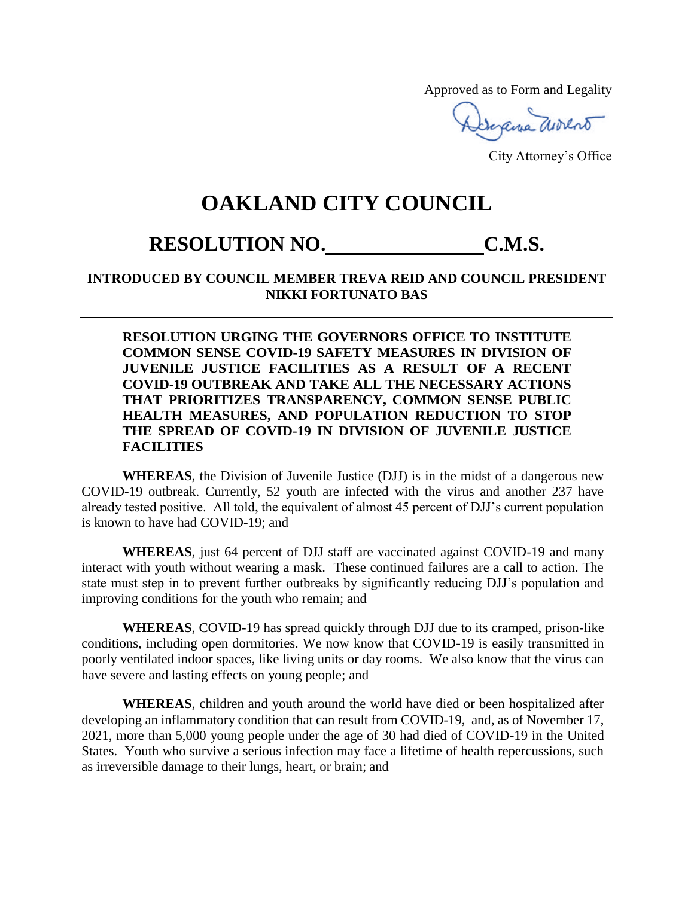Approved as to Form and Legality

City Attorney's Office

# OAKLAND CITY COUNCIL

## RESOLUTION NO.______________C.M.S.

**INTRODUCED BY COUNCIL MEMBER TREVA REID AND COUNCIL PRESIDENT NIKKI FORTUNATO BAS**

---

**RESOLUTION URGING THE GOVERNORS OFFICE TO INSTITUTE COMMON SENSE COVID-19 SAFETY MEASURES IN DIVISION OF JUVENILE JUSTICE FACILITIES AS A RESULT OF A RECENT COVID-19 OUTBREAK AND TAKE ALL THE NECESSARY ACTIONS THAT PRIORITIZES TRANSPARENCY, COMMON SENSE PUBLIC HEALTH MEASURES, AND POPULATION REDUCTION TO STOP THE SPREAD OF COVID-19 IN DIVISION OF JUVENILE JUSTICE FACILITIES**

**WHEREAS**, the Division of Juvenile Justice (DJJ) is in the midst of a dangerous new COVID-19 outbreak. Currently, 52 youth are infected with the virus and another 237 have already tested positive. All told, the equivalent of almost 45 percent of DJJ's current population is known to have had COVID-19; and

**WHEREAS**, just 64 percent of DJJ staff are vaccinated against COVID-19 and many interact with youth without wearing a mask. These continued failures are a call to action. The state must step in to prevent further outbreaks by significantly reducing DJJ's population and improving conditions for the youth who remain; and

**WHEREAS**, COVID-19 has spread quickly through DJJ due to its cramped, prison-like conditions, including open dormitories. We now know that COVID-19 is easily transmitted in poorly ventilated indoor spaces, like living units or day rooms. We also know that the virus can have severe and lasting effects on young people; and

**WHEREAS**, children and youth around the world have died or been hospitalized after developing an inflammatory condition that can result from COVID-19, and, as of November 17, 2021, more than 5,000 young people under the age of 30 had died of COVID-19 in the United States. Youth who survive a serious infection may face a lifetime of health repercussions, such as irreversible damage to their lungs, heart, or brain; and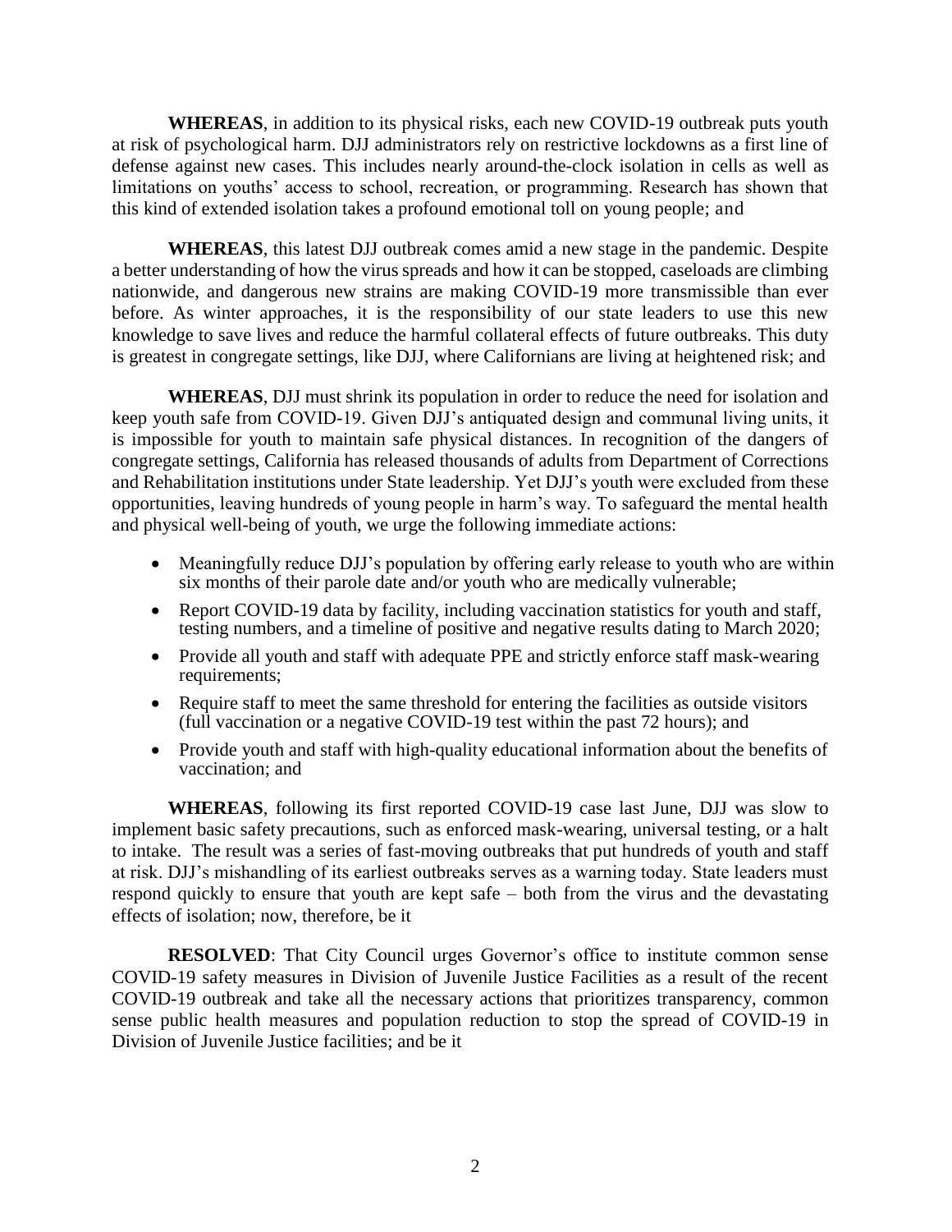**WHEREAS**, in addition to its physical risks, each new COVID-19 outbreak puts youth at risk of psychological harm. DJJ administrators rely on restrictive lockdowns as a first line of defense against new cases. This includes nearly around-the-clock isolation in cells as well as limitations on youths' access to school, recreation, or programming. Research has shown that this kind of extended isolation takes a profound emotional toll on young people; and

**WHEREAS**, this latest DJJ outbreak comes amid a new stage in the pandemic. Despite a better understanding of how the virus spreads and how it can be stopped, caseloads are climbing nationwide, and dangerous new strains are making COVID-19 more transmissible than ever before. As winter approaches, it is the responsibility of our state leaders to use this new knowledge to save lives and reduce the harmful collateral effects of future outbreaks. This duty is greatest in congregate settings, like DJJ, where Californians are living at heightened risk; and

**WHEREAS**, DJJ must shrink its population in order to reduce the need for isolation and keep youth safe from COVID-19. Given DJJ's antiquated design and communal living units, it is impossible for youth to maintain safe physical distances. In recognition of the dangers of congregate settings, California has released thousands of adults from Department of Corrections and Rehabilitation institutions under State leadership. Yet DJJ's youth were excluded from these opportunities, leaving hundreds of young people in harm's way. To safeguard the mental health and physical well-being of youth, we urge the following immediate actions:

- Meaningfully reduce DJJ's population by offering early release to youth who are within six months of their parole date and/or youth who are medically vulnerable;
- Report COVID-19 data by facility, including vaccination statistics for youth and staff, testing numbers, and a timeline of positive and negative results dating to March 2020;
- Provide all youth and staff with adequate PPE and strictly enforce staff mask-wearing requirements;
- Require staff to meet the same threshold for entering the facilities as outside visitors (full vaccination or a negative COVID-19 test within the past 72 hours); and
- Provide youth and staff with high-quality educational information about the benefits of vaccination; and

**WHEREAS**, following its first reported COVID-19 case last June, DJJ was slow to implement basic safety precautions, such as enforced mask-wearing, universal testing, or a halt to intake. The result was a series of fast-moving outbreaks that put hundreds of youth and staff at risk. DJJ's mishandling of its earliest outbreaks serves as a warning today. State leaders must respond quickly to ensure that youth are kept safe – both from the virus and the devastating effects of isolation; now, therefore, be it

**RESOLVED**: That City Council urges Governor's office to institute common sense COVID-19 safety measures in Division of Juvenile Justice Facilities as a result of the recent COVID-19 outbreak and take all the necessary actions that prioritizes transparency, common sense public health measures and population reduction to stop the spread of COVID-19 in Division of Juvenile Justice facilities; and be it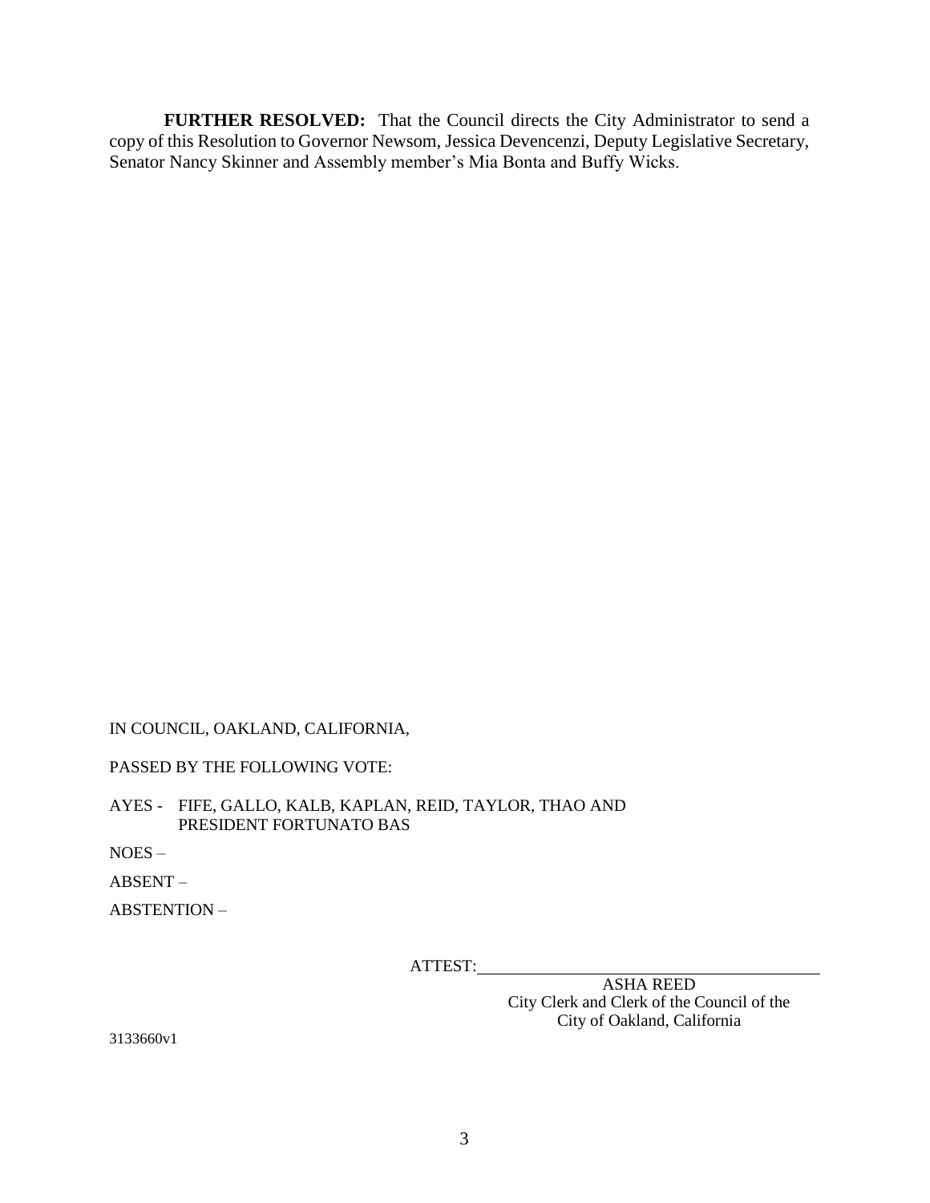**FURTHER RESOLVED:** That the Council directs the City Administrator to send a copy of this Resolution to Governor Newsom, Jessica Devencenzi, Deputy Legislative Secretary, Senator Nancy Skinner and Assembly member's Mia Bonta and Buffy Wicks.

IN COUNCIL, OAKLAND, CALIFORNIA,

PASSED BY THE FOLLOWING VOTE:

AYES - FIFE, GALLO, KALB, KAPLAN, REID, TAYLOR, THAO AND PRESIDENT FORTUNATO BAS

NOES –

ABSENT –

ABSTENTION –

ATTEST: ____________________________

ASHA REED
City Clerk and Clerk of the Council of the
City of Oakland, California

3133660v1